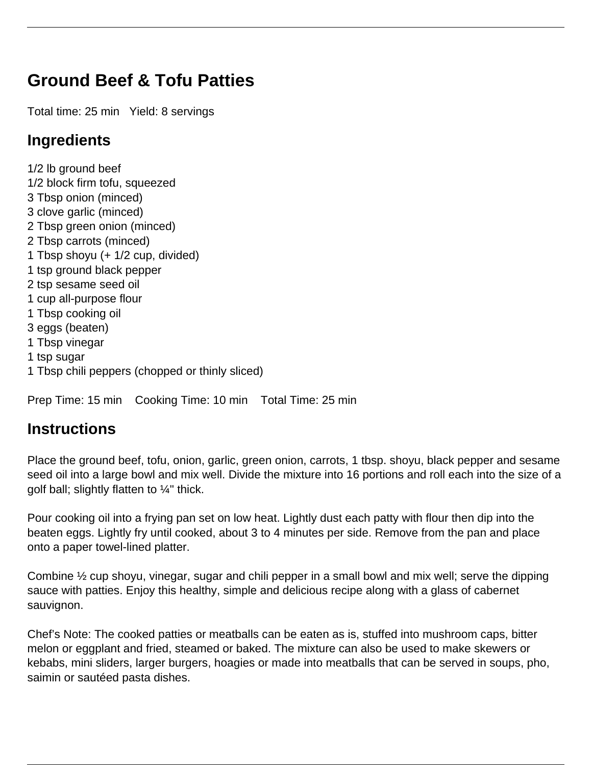# Ground Beef & Tofu Patties

Total time: 25 min Yield: 8 servings

## Ingredients

1/2 lb ground beef
1/2 block firm tofu, squeezed
3 Tbsp onion (minced)
3 clove garlic (minced)
2 Tbsp green onion (minced)
2 Tbsp carrots (minced)
1 Tbsp shoyu (+ 1/2 cup, divided)
1 tsp ground black pepper
2 tsp sesame seed oil
1 cup all-purpose flour
1 Tbsp cooking oil
3 eggs (beaten)
1 Tbsp vinegar
1 tsp sugar
1 Tbsp chili peppers (chopped or thinly sliced)

Prep Time: 15 min Cooking Time: 10 min Total Time: 25 min

## Instructions

Place the ground beef, tofu, onion, garlic, green onion, carrots, 1 tbsp. shoyu, black pepper and sesame seed oil into a large bowl and mix well. Divide the mixture into 16 portions and roll each into the size of a golf ball; slightly flatten to ¼" thick.

Pour cooking oil into a frying pan set on low heat. Lightly dust each patty with flour then dip into the beaten eggs. Lightly fry until cooked, about 3 to 4 minutes per side. Remove from the pan and place onto a paper towel-lined platter.

Combine ½ cup shoyu, vinegar, sugar and chili pepper in a small bowl and mix well; serve the dipping sauce with patties. Enjoy this healthy, simple and delicious recipe along with a glass of cabernet sauvignon.

Chef's Note: The cooked patties or meatballs can be eaten as is, stuffed into mushroom caps, bitter melon or eggplant and fried, steamed or baked. The mixture can also be used to make skewers or kebabs, mini sliders, larger burgers, hoagies or made into meatballs that can be served in soups, pho, saimin or sautéed pasta dishes.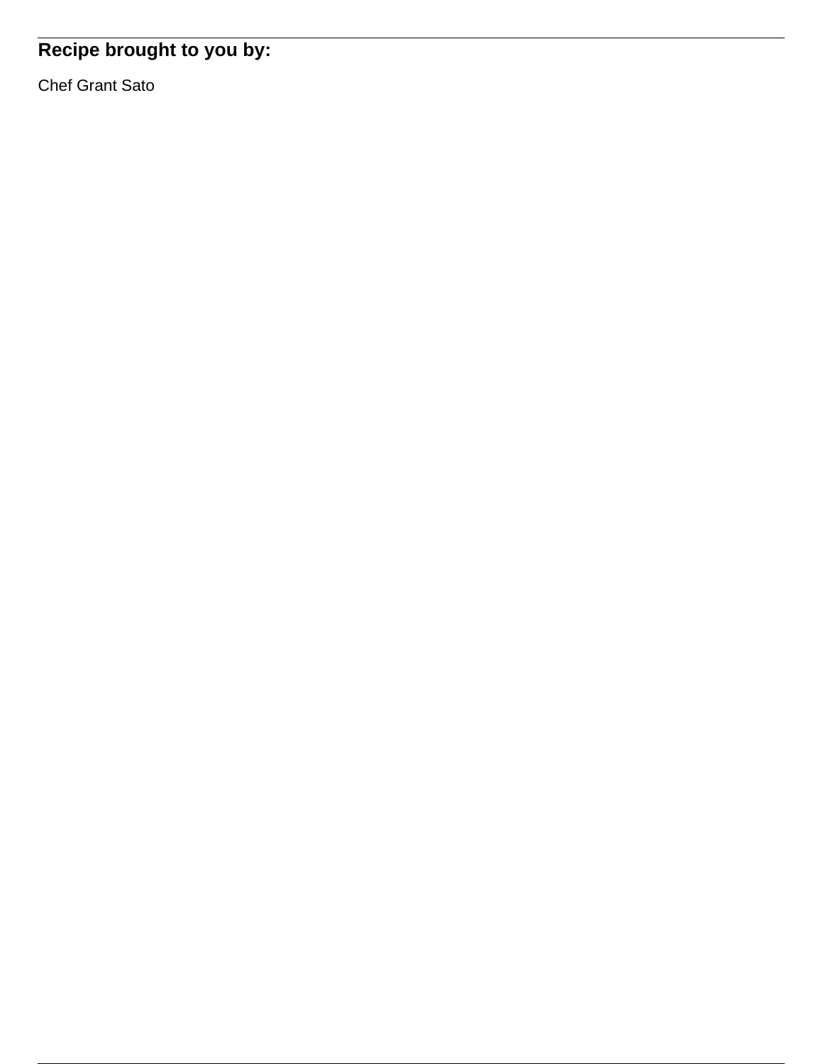## Recipe brought to you by:

Chef Grant Sato